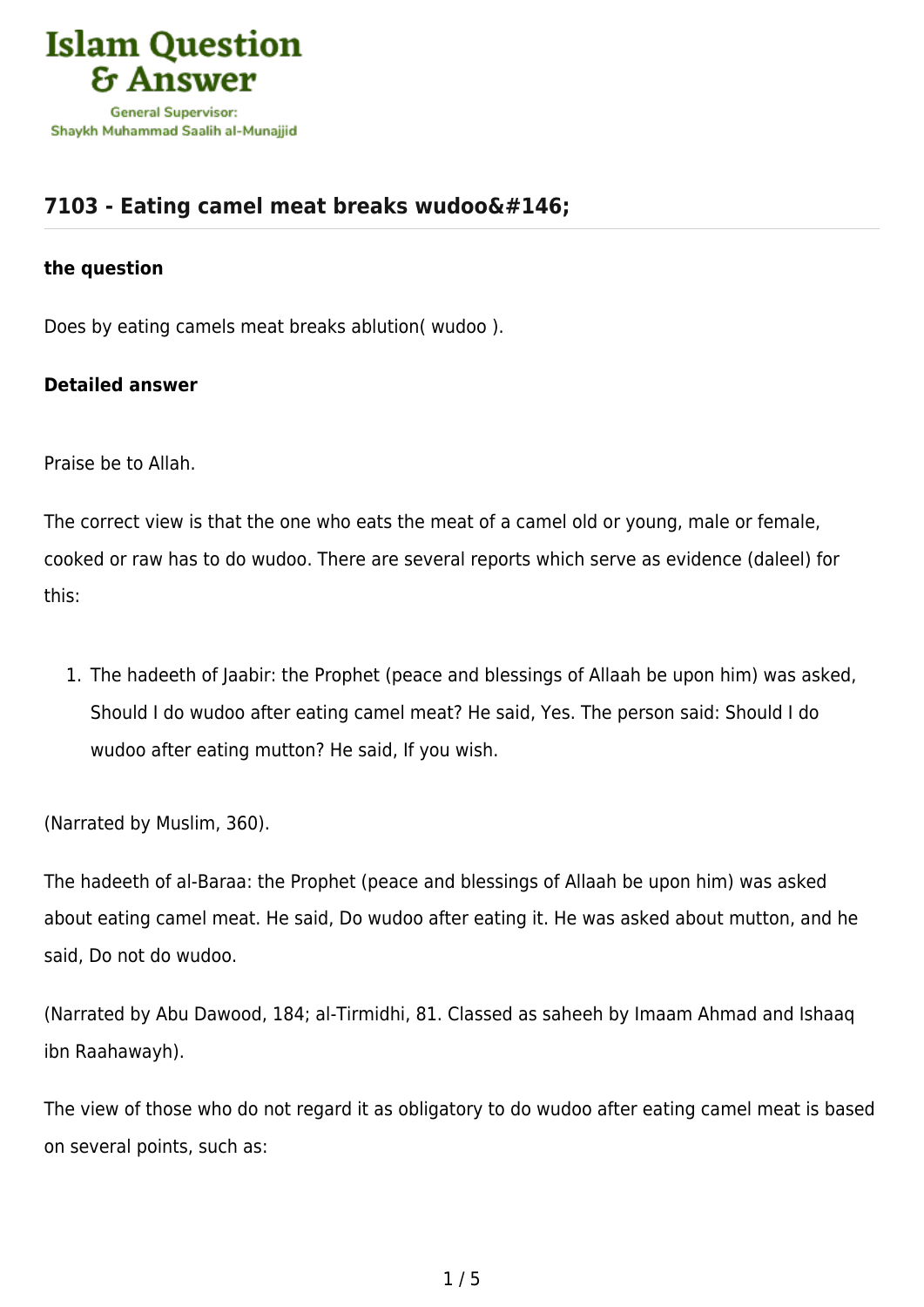# 7103 - Eating camel meat breaks wudoo&#146;

**the question**

Does by eating camels meat breaks ablution( wudoo ).

**Detailed answer**

Praise be to Allah.

The correct view is that the one who eats the meat of a camel old or young, male or female, cooked or raw has to do wudoo. There are several reports which serve as evidence (daleel) for this:

1. The hadeeth of Jaabir: the Prophet (peace and blessings of Allaah be upon him) was asked, Should I do wudoo after eating camel meat? He said, Yes. The person said: Should I do wudoo after eating mutton? He said, If you wish.

(Narrated by Muslim, 360).

The hadeeth of al-Baraa: the Prophet (peace and blessings of Allaah be upon him) was asked about eating camel meat. He said, Do wudoo after eating it. He was asked about mutton, and he said, Do not do wudoo.

(Narrated by Abu Dawood, 184; al-Tirmidhi, 81. Classed as saheeh by Imaam Ahmad and Ishaaq ibn Raahawayh).

The view of those who do not regard it as obligatory to do wudoo after eating camel meat is based on several points, such as: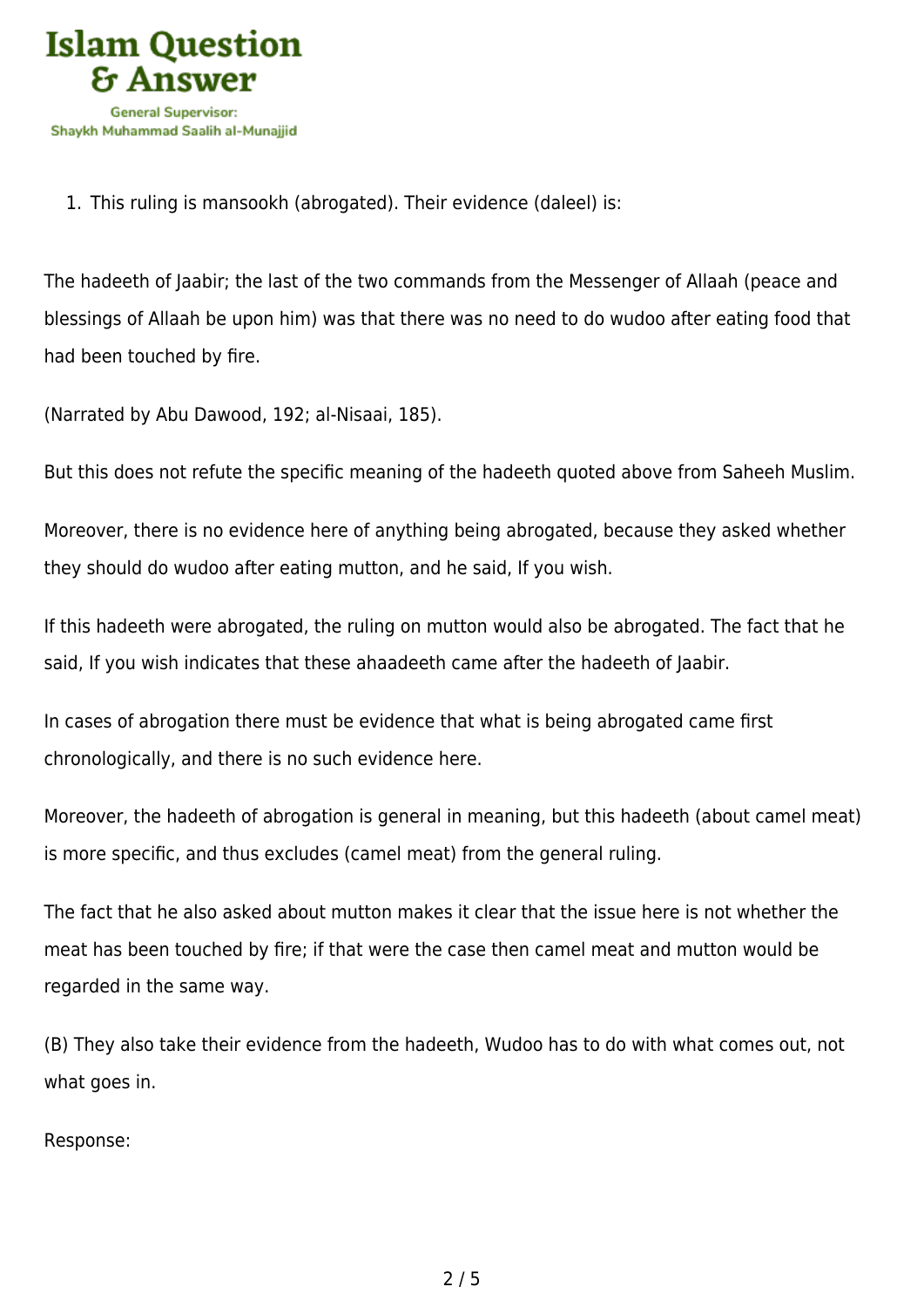1. This ruling is mansookh (abrogated). Their evidence (daleel) is:

The hadeeth of Jaabir; the last of the two commands from the Messenger of Allaah (peace and blessings of Allaah be upon him) was that there was no need to do wudoo after eating food that had been touched by fire.

(Narrated by Abu Dawood, 192; al-Nisaai, 185).

But this does not refute the specific meaning of the hadeeth quoted above from Saheeh Muslim.

Moreover, there is no evidence here of anything being abrogated, because they asked whether they should do wudoo after eating mutton, and he said, If you wish.

If this hadeeth were abrogated, the ruling on mutton would also be abrogated. The fact that he said, If you wish indicates that these ahaadeeth came after the hadeeth of Jaabir.

In cases of abrogation there must be evidence that what is being abrogated came first chronologically, and there is no such evidence here.

Moreover, the hadeeth of abrogation is general in meaning, but this hadeeth (about camel meat) is more specific, and thus excludes (camel meat) from the general ruling.

The fact that he also asked about mutton makes it clear that the issue here is not whether the meat has been touched by fire; if that were the case then camel meat and mutton would be regarded in the same way.

(B) They also take their evidence from the hadeeth, Wudoo has to do with what comes out, not what goes in.

Response: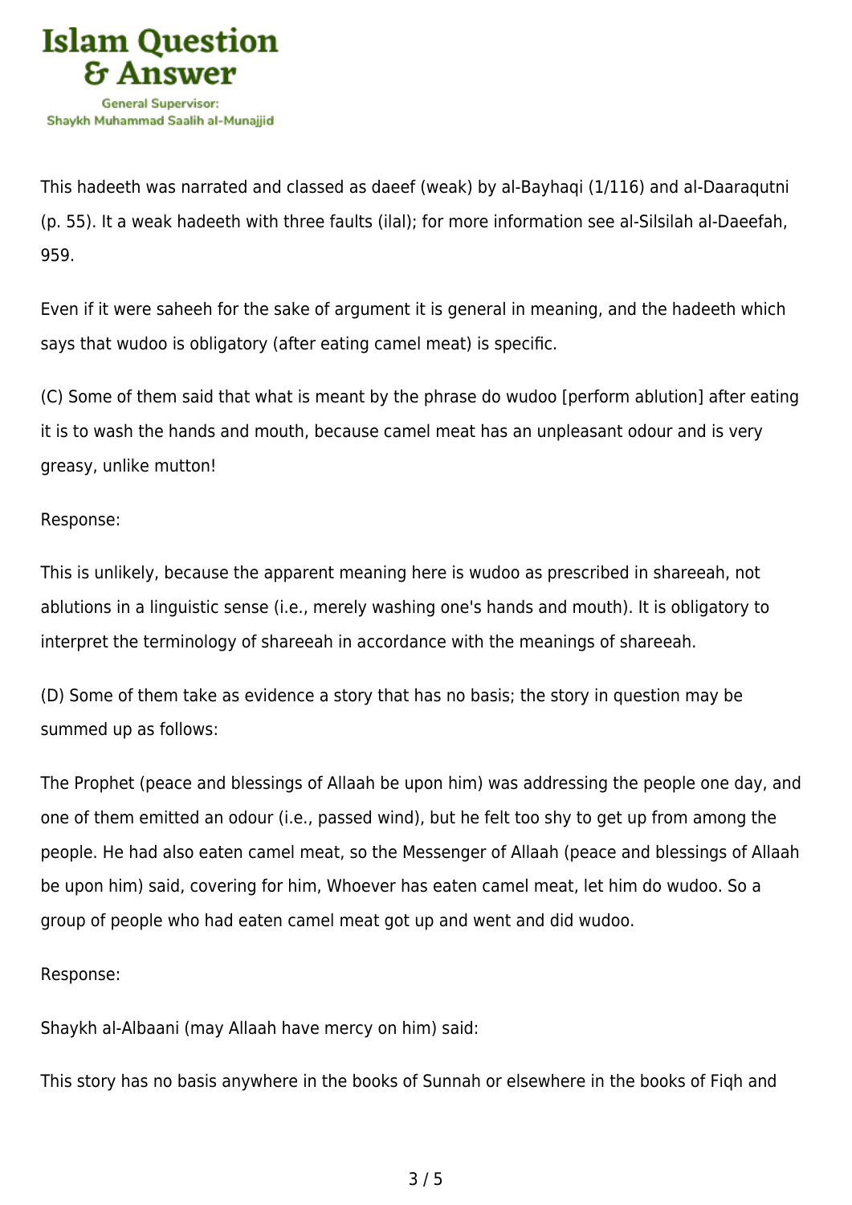This hadeeth was narrated and classed as daeef (weak) by al-Bayhaqi (1/116) and al-Daaraqutni (p. 55). It a weak hadeeth with three faults (ilal); for more information see al-Silsilah al-Daeefah, 959.

Even if it were saheeh for the sake of argument it is general in meaning, and the hadeeth which says that wudoo is obligatory (after eating camel meat) is specific.

(C) Some of them said that what is meant by the phrase do wudoo [perform ablution] after eating it is to wash the hands and mouth, because camel meat has an unpleasant odour and is very greasy, unlike mutton!

Response:

This is unlikely, because the apparent meaning here is wudoo as prescribed in shareeah, not ablutions in a linguistic sense (i.e., merely washing one's hands and mouth). It is obligatory to interpret the terminology of shareeah in accordance with the meanings of shareeah.

(D) Some of them take as evidence a story that has no basis; the story in question may be summed up as follows:

The Prophet (peace and blessings of Allaah be upon him) was addressing the people one day, and one of them emitted an odour (i.e., passed wind), but he felt too shy to get up from among the people. He had also eaten camel meat, so the Messenger of Allaah (peace and blessings of Allaah be upon him) said, covering for him, Whoever has eaten camel meat, let him do wudoo. So a group of people who had eaten camel meat got up and went and did wudoo.

Response:

Shaykh al-Albaani (may Allaah have mercy on him) said:

This story has no basis anywhere in the books of Sunnah or elsewhere in the books of Fiqh and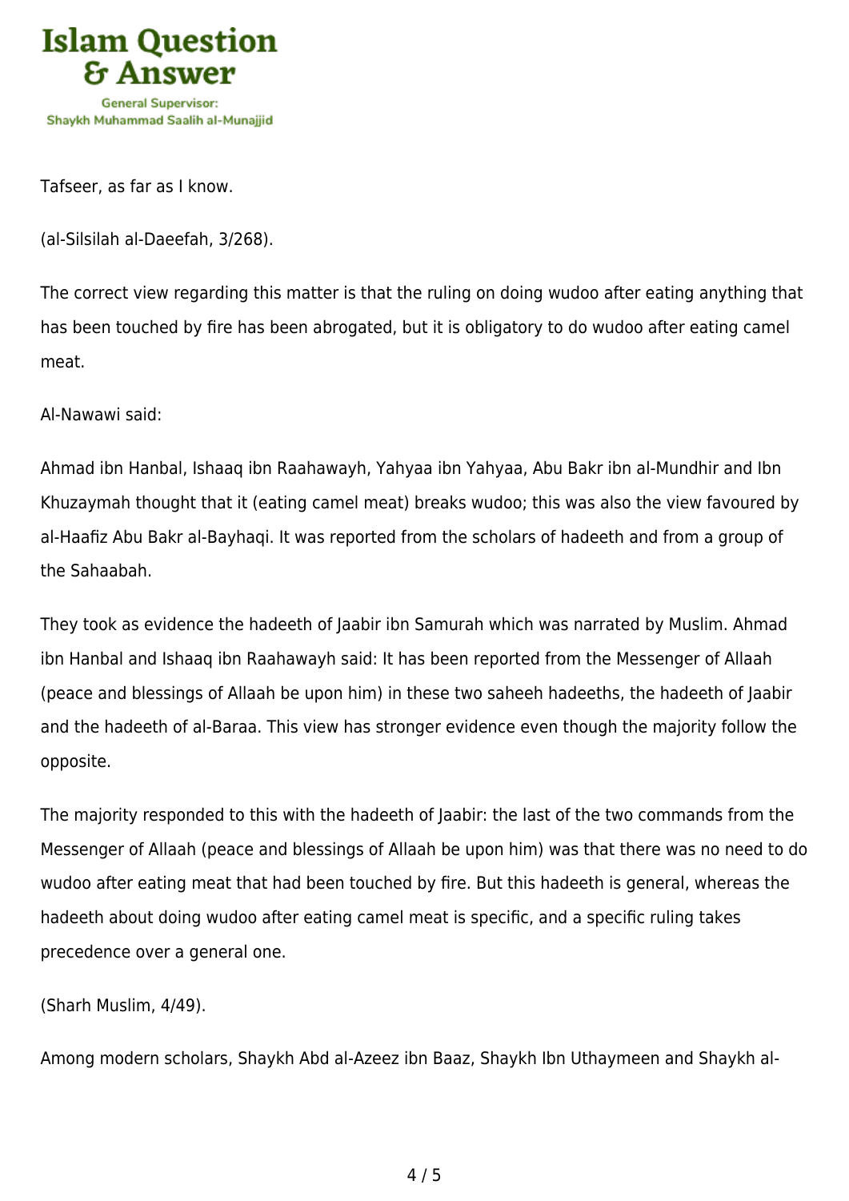Tafseer, as far as I know.

(al-Silsilah al-Daeefah, 3/268).

The correct view regarding this matter is that the ruling on doing wudoo after eating anything that has been touched by fire has been abrogated, but it is obligatory to do wudoo after eating camel meat.

Al-Nawawi said:

Ahmad ibn Hanbal, Ishaaq ibn Raahawayh, Yahyaa ibn Yahyaa, Abu Bakr ibn al-Mundhir and Ibn Khuzaymah thought that it (eating camel meat) breaks wudoo; this was also the view favoured by al-Haafiz Abu Bakr al-Bayhaqi. It was reported from the scholars of hadeeth and from a group of the Sahaabah.

They took as evidence the hadeeth of Jaabir ibn Samurah which was narrated by Muslim. Ahmad ibn Hanbal and Ishaaq ibn Raahawayh said: It has been reported from the Messenger of Allaah (peace and blessings of Allaah be upon him) in these two saheeh hadeeths, the hadeeth of Jaabir and the hadeeth of al-Baraa. This view has stronger evidence even though the majority follow the opposite.

The majority responded to this with the hadeeth of Jaabir: the last of the two commands from the Messenger of Allaah (peace and blessings of Allaah be upon him) was that there was no need to do wudoo after eating meat that had been touched by fire. But this hadeeth is general, whereas the hadeeth about doing wudoo after eating camel meat is specific, and a specific ruling takes precedence over a general one.

(Sharh Muslim, 4/49).

Among modern scholars, Shaykh Abd al-Azeez ibn Baaz, Shaykh Ibn Uthaymeen and Shaykh al-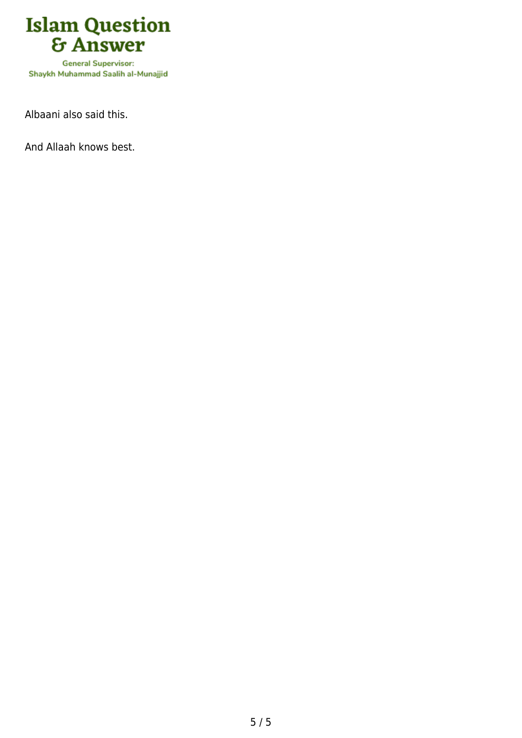Albaani also said this.

And Allaah knows best.